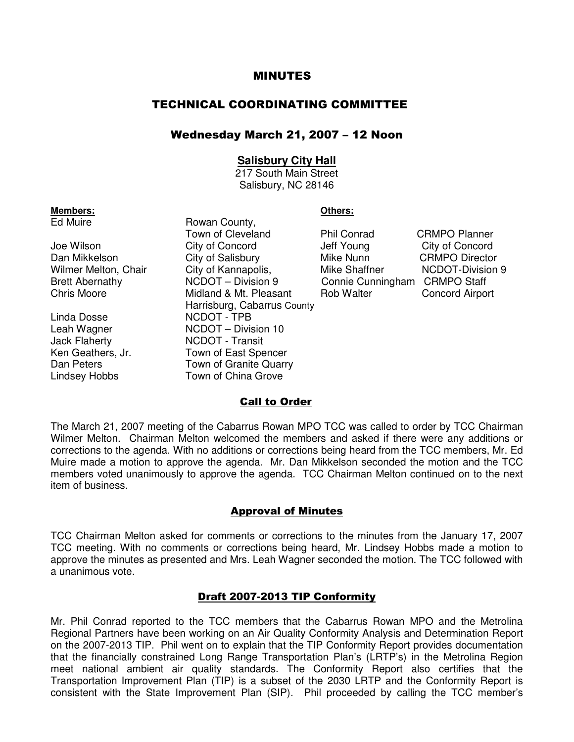# MINUTES

## TECHNICAL COORDINATING COMMITTEE

### Wednesday March 21, 2007 – 12 Noon

**Salisbury City Hall**
217 South Main Street
Salisbury, NC 28146

**Members:**

| Name | Representing |
|---|---|
| Ed Muire | Rowan County, Town of Cleveland |
| Joe Wilson | City of Concord |
| Dan Mikkelson | City of Salisbury |
| Wilmer Melton, Chair | City of Kannapolis, |
| Brett Abernathy | NCDOT – Division 9 |
| Chris Moore | Midland & Mt. Pleasant Harrisburg, Cabarrus County |
| Linda Dosse | NCDOT - TPB |
| Leah Wagner | NCDOT – Division 10 |
| Jack Flaherty | NCDOT - Transit |
| Ken Geathers, Jr. | Town of East Spencer |
| Dan Peters | Town of Granite Quarry |
| Lindsey Hobbs | Town of China Grove |

**Others:**

| Name | Representing |
|---|---|
| Phil Conrad | CRMPO Planner |
| Jeff Young | City of Concord |
| Mike Nunn | CRMPO Director |
| Mike Shaffner | NCDOT-Division 9 |
| Connie Cunningham | CRMPO Staff |
| Rob Walter | Concord Airport |

## Call to Order

The March 21, 2007 meeting of the Cabarrus Rowan MPO TCC was called to order by TCC Chairman Wilmer Melton. Chairman Melton welcomed the members and asked if there were any additions or corrections to the agenda. With no additions or corrections being heard from the TCC members, Mr. Ed Muire made a motion to approve the agenda. Mr. Dan Mikkelson seconded the motion and the TCC members voted unanimously to approve the agenda. TCC Chairman Melton continued on to the next item of business.

## Approval of Minutes

TCC Chairman Melton asked for comments or corrections to the minutes from the January 17, 2007 TCC meeting. With no comments or corrections being heard, Mr. Lindsey Hobbs made a motion to approve the minutes as presented and Mrs. Leah Wagner seconded the motion. The TCC followed with a unanimous vote.

## Draft 2007-2013 TIP Conformity

Mr. Phil Conrad reported to the TCC members that the Cabarrus Rowan MPO and the Metrolina Regional Partners have been working on an Air Quality Conformity Analysis and Determination Report on the 2007-2013 TIP. Phil went on to explain that the TIP Conformity Report provides documentation that the financially constrained Long Range Transportation Plan's (LRTP's) in the Metrolina Region meet national ambient air quality standards. The Conformity Report also certifies that the Transportation Improvement Plan (TIP) is a subset of the 2030 LRTP and the Conformity Report is consistent with the State Improvement Plan (SIP). Phil proceeded by calling the TCC member's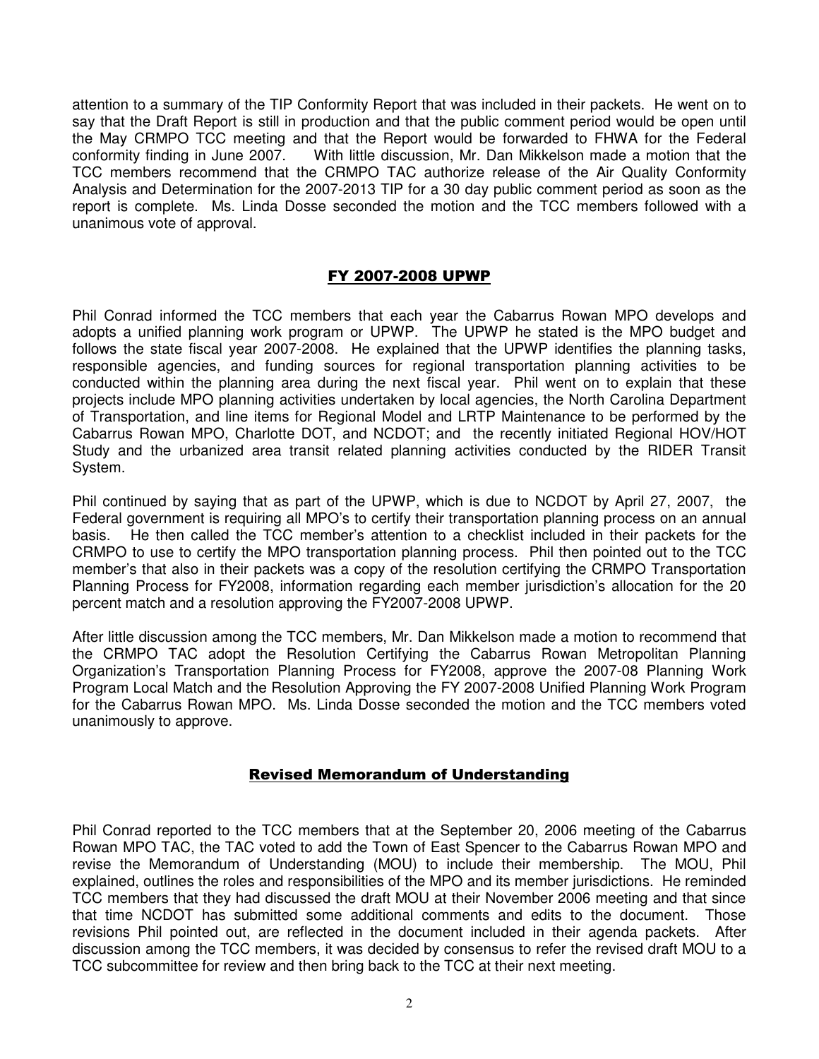attention to a summary of the TIP Conformity Report that was included in their packets. He went on to say that the Draft Report is still in production and that the public comment period would be open until the May CRMPO TCC meeting and that the Report would be forwarded to FHWA for the Federal conformity finding in June 2007. With little discussion, Mr. Dan Mikkelson made a motion that the TCC members recommend that the CRMPO TAC authorize release of the Air Quality Conformity Analysis and Determination for the 2007-2013 TIP for a 30 day public comment period as soon as the report is complete. Ms. Linda Dosse seconded the motion and the TCC members followed with a unanimous vote of approval.

## FY 2007-2008 UPWP

Phil Conrad informed the TCC members that each year the Cabarrus Rowan MPO develops and adopts a unified planning work program or UPWP. The UPWP he stated is the MPO budget and follows the state fiscal year 2007-2008. He explained that the UPWP identifies the planning tasks, responsible agencies, and funding sources for regional transportation planning activities to be conducted within the planning area during the next fiscal year. Phil went on to explain that these projects include MPO planning activities undertaken by local agencies, the North Carolina Department of Transportation, and line items for Regional Model and LRTP Maintenance to be performed by the Cabarrus Rowan MPO, Charlotte DOT, and NCDOT; and the recently initiated Regional HOV/HOT Study and the urbanized area transit related planning activities conducted by the RIDER Transit System.

Phil continued by saying that as part of the UPWP, which is due to NCDOT by April 27, 2007, the Federal government is requiring all MPO's to certify their transportation planning process on an annual basis. He then called the TCC member's attention to a checklist included in their packets for the CRMPO to use to certify the MPO transportation planning process. Phil then pointed out to the TCC member's that also in their packets was a copy of the resolution certifying the CRMPO Transportation Planning Process for FY2008, information regarding each member jurisdiction's allocation for the 20 percent match and a resolution approving the FY2007-2008 UPWP.

After little discussion among the TCC members, Mr. Dan Mikkelson made a motion to recommend that the CRMPO TAC adopt the Resolution Certifying the Cabarrus Rowan Metropolitan Planning Organization's Transportation Planning Process for FY2008, approve the 2007-08 Planning Work Program Local Match and the Resolution Approving the FY 2007-2008 Unified Planning Work Program for the Cabarrus Rowan MPO. Ms. Linda Dosse seconded the motion and the TCC members voted unanimously to approve.

## Revised Memorandum of Understanding

Phil Conrad reported to the TCC members that at the September 20, 2006 meeting of the Cabarrus Rowan MPO TAC, the TAC voted to add the Town of East Spencer to the Cabarrus Rowan MPO and revise the Memorandum of Understanding (MOU) to include their membership. The MOU, Phil explained, outlines the roles and responsibilities of the MPO and its member jurisdictions. He reminded TCC members that they had discussed the draft MOU at their November 2006 meeting and that since that time NCDOT has submitted some additional comments and edits to the document. Those revisions Phil pointed out, are reflected in the document included in their agenda packets. After discussion among the TCC members, it was decided by consensus to refer the revised draft MOU to a TCC subcommittee for review and then bring back to the TCC at their next meeting.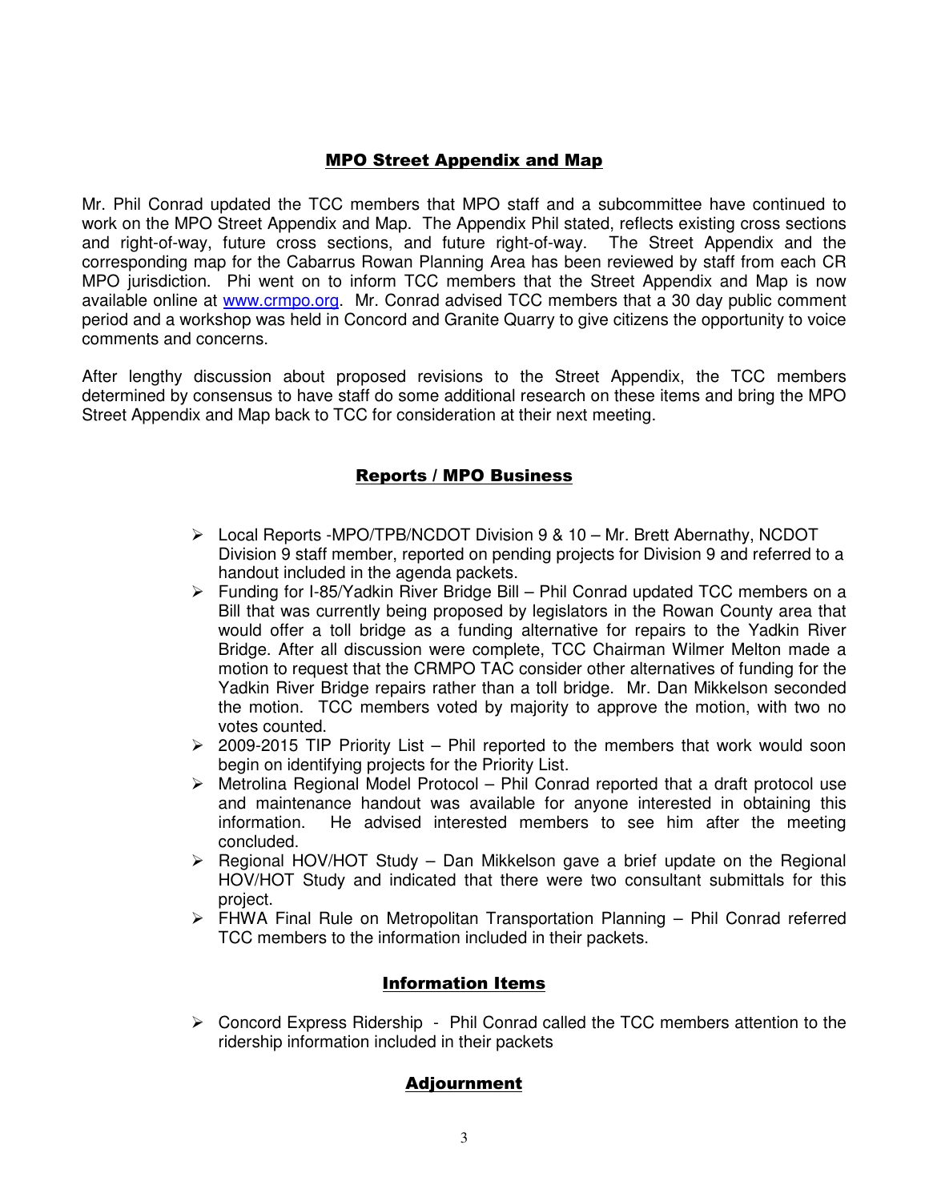## MPO Street Appendix and Map

Mr. Phil Conrad updated the TCC members that MPO staff and a subcommittee have continued to work on the MPO Street Appendix and Map. The Appendix Phil stated, reflects existing cross sections and right-of-way, future cross sections, and future right-of-way. The Street Appendix and the corresponding map for the Cabarrus Rowan Planning Area has been reviewed by staff from each CR MPO jurisdiction. Phi went on to inform TCC members that the Street Appendix and Map is now available online at [www.crmpo.org](http://www.crmpo.org). Mr. Conrad advised TCC members that a 30 day public comment period and a workshop was held in Concord and Granite Quarry to give citizens the opportunity to voice comments and concerns.

After lengthy discussion about proposed revisions to the Street Appendix, the TCC members determined by consensus to have staff do some additional research on these items and bring the MPO Street Appendix and Map back to TCC for consideration at their next meeting.

## Reports / MPO Business

- Local Reports -MPO/TPB/NCDOT Division 9 & 10 – Mr. Brett Abernathy, NCDOT Division 9 staff member, reported on pending projects for Division 9 and referred to a handout included in the agenda packets.
- Funding for I-85/Yadkin River Bridge Bill – Phil Conrad updated TCC members on a Bill that was currently being proposed by legislators in the Rowan County area that would offer a toll bridge as a funding alternative for repairs to the Yadkin River Bridge. After all discussion were complete, TCC Chairman Wilmer Melton made a motion to request that the CRMPO TAC consider other alternatives of funding for the Yadkin River Bridge repairs rather than a toll bridge. Mr. Dan Mikkelson seconded the motion. TCC members voted by majority to approve the motion, with two no votes counted.
- 2009-2015 TIP Priority List – Phil reported to the members that work would soon begin on identifying projects for the Priority List.
- Metrolina Regional Model Protocol – Phil Conrad reported that a draft protocol use and maintenance handout was available for anyone interested in obtaining this information. He advised interested members to see him after the meeting concluded.
- Regional HOV/HOT Study – Dan Mikkelson gave a brief update on the Regional HOV/HOT Study and indicated that there were two consultant submittals for this project.
- FHWA Final Rule on Metropolitan Transportation Planning – Phil Conrad referred TCC members to the information included in their packets.

## Information Items

- Concord Express Ridership - Phil Conrad called the TCC members attention to the ridership information included in their packets

## Adjournment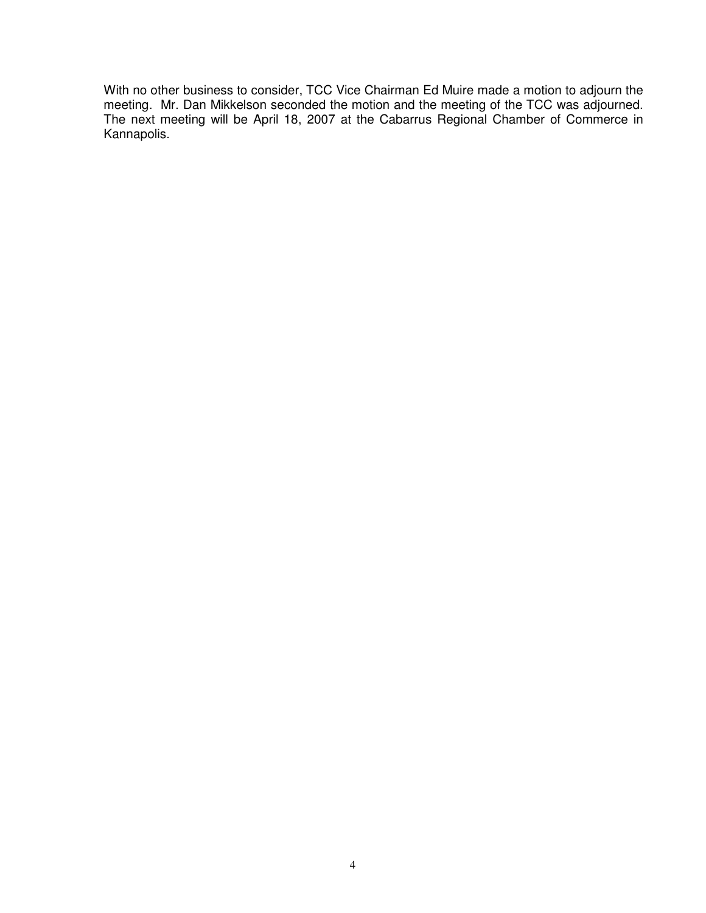With no other business to consider, TCC Vice Chairman Ed Muire made a motion to adjourn the meeting. Mr. Dan Mikkelson seconded the motion and the meeting of the TCC was adjourned. The next meeting will be April 18, 2007 at the Cabarrus Regional Chamber of Commerce in Kannapolis.